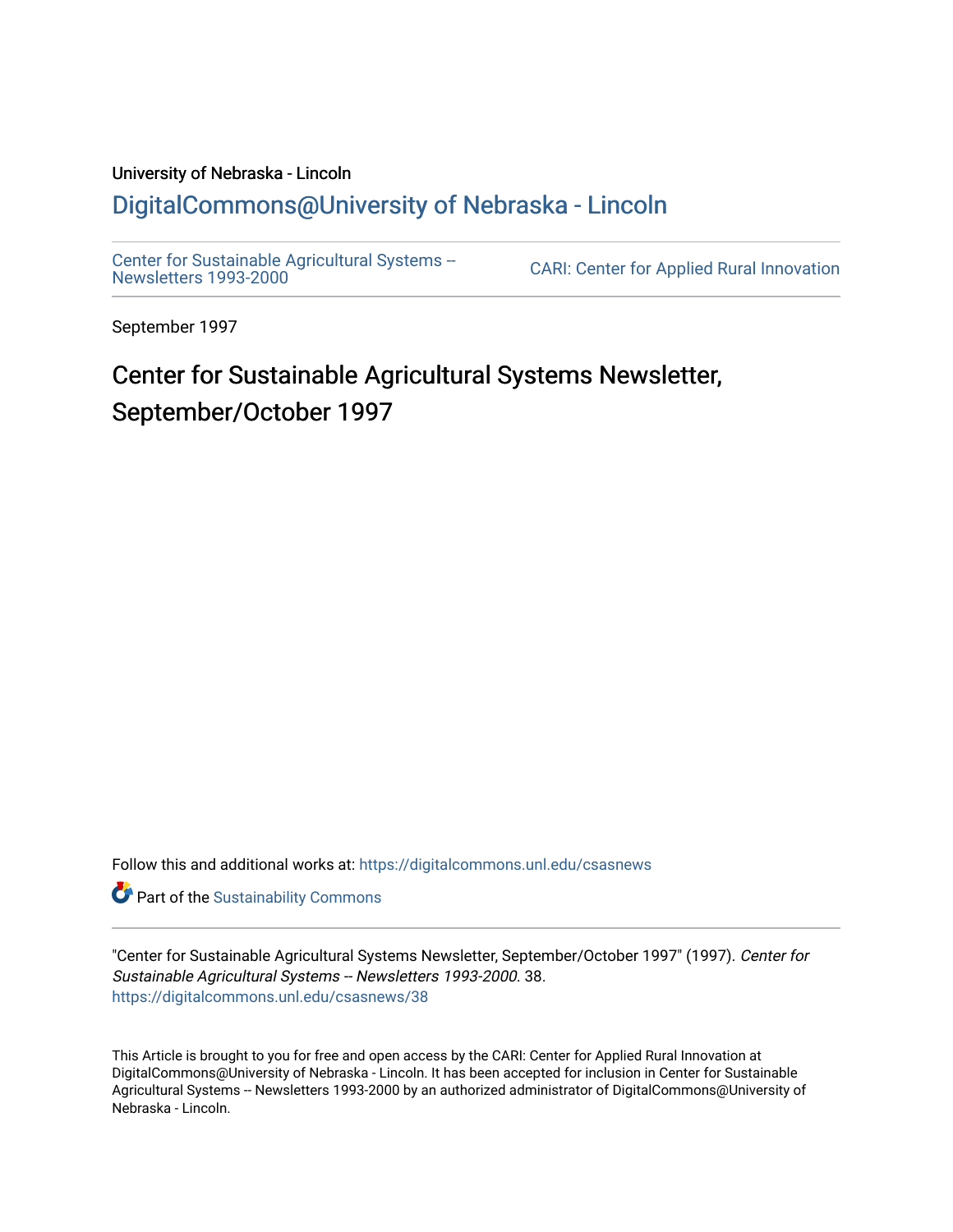University of Nebraska - Lincoln

## DigitalCommons@University of Nebraska - Lincoln

Center for Sustainable Agricultural Systems -- Newsletters 1993-2000

CARI: Center for Applied Rural Innovation

September 1997

# Center for Sustainable Agricultural Systems Newsletter, September/October 1997

Follow this and additional works at: https://digitalcommons.unl.edu/csasnews

Part of the Sustainability Commons

"Center for Sustainable Agricultural Systems Newsletter, September/October 1997" (1997). *Center for Sustainable Agricultural Systems -- Newsletters 1993-2000*. 38.
https://digitalcommons.unl.edu/csasnews/38

This Article is brought to you for free and open access by the CARI: Center for Applied Rural Innovation at DigitalCommons@University of Nebraska - Lincoln. It has been accepted for inclusion in Center for Sustainable Agricultural Systems -- Newsletters 1993-2000 by an authorized administrator of DigitalCommons@University of Nebraska - Lincoln.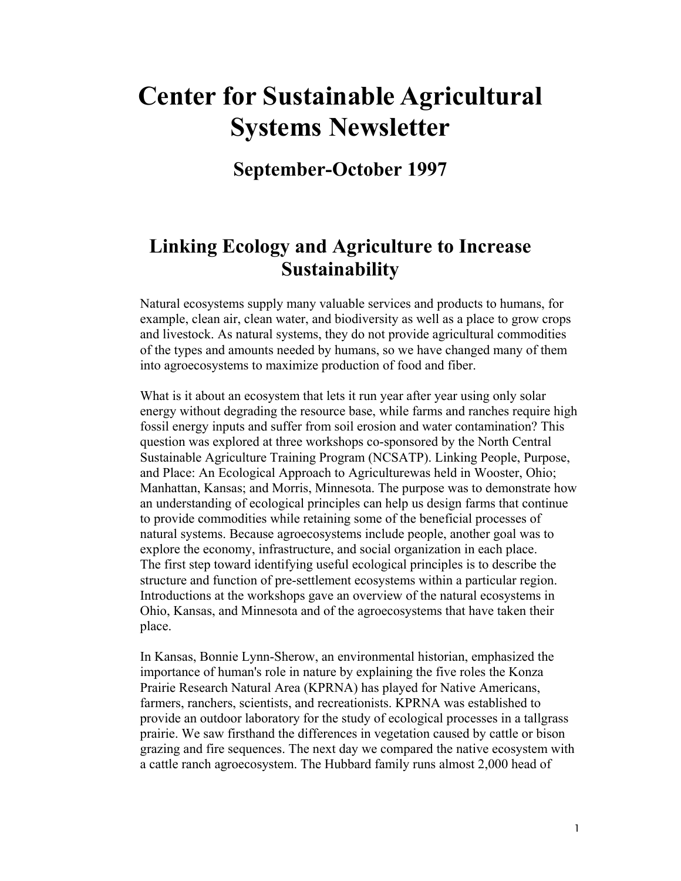# Center for Sustainable Agricultural Systems Newsletter

## September-October 1997

## Linking Ecology and Agriculture to Increase Sustainability

Natural ecosystems supply many valuable services and products to humans, for example, clean air, clean water, and biodiversity as well as a place to grow crops and livestock. As natural systems, they do not provide agricultural commodities of the types and amounts needed by humans, so we have changed many of them into agroecosystems to maximize production of food and fiber.

What is it about an ecosystem that lets it run year after year using only solar energy without degrading the resource base, while farms and ranches require high fossil energy inputs and suffer from soil erosion and water contamination? This question was explored at three workshops co-sponsored by the North Central Sustainable Agriculture Training Program (NCSATP). Linking People, Purpose, and Place: An Ecological Approach to Agriculturewas held in Wooster, Ohio; Manhattan, Kansas; and Morris, Minnesota. The purpose was to demonstrate how an understanding of ecological principles can help us design farms that continue to provide commodities while retaining some of the beneficial processes of natural systems. Because agroecosystems include people, another goal was to explore the economy, infrastructure, and social organization in each place. The first step toward identifying useful ecological principles is to describe the structure and function of pre-settlement ecosystems within a particular region. Introductions at the workshops gave an overview of the natural ecosystems in Ohio, Kansas, and Minnesota and of the agroecosystems that have taken their place.

In Kansas, Bonnie Lynn-Sherow, an environmental historian, emphasized the importance of human's role in nature by explaining the five roles the Konza Prairie Research Natural Area (KPRNA) has played for Native Americans, farmers, ranchers, scientists, and recreationists. KPRNA was established to provide an outdoor laboratory for the study of ecological processes in a tallgrass prairie. We saw firsthand the differences in vegetation caused by cattle or bison grazing and fire sequences. The next day we compared the native ecosystem with a cattle ranch agroecosystem. The Hubbard family runs almost 2,000 head of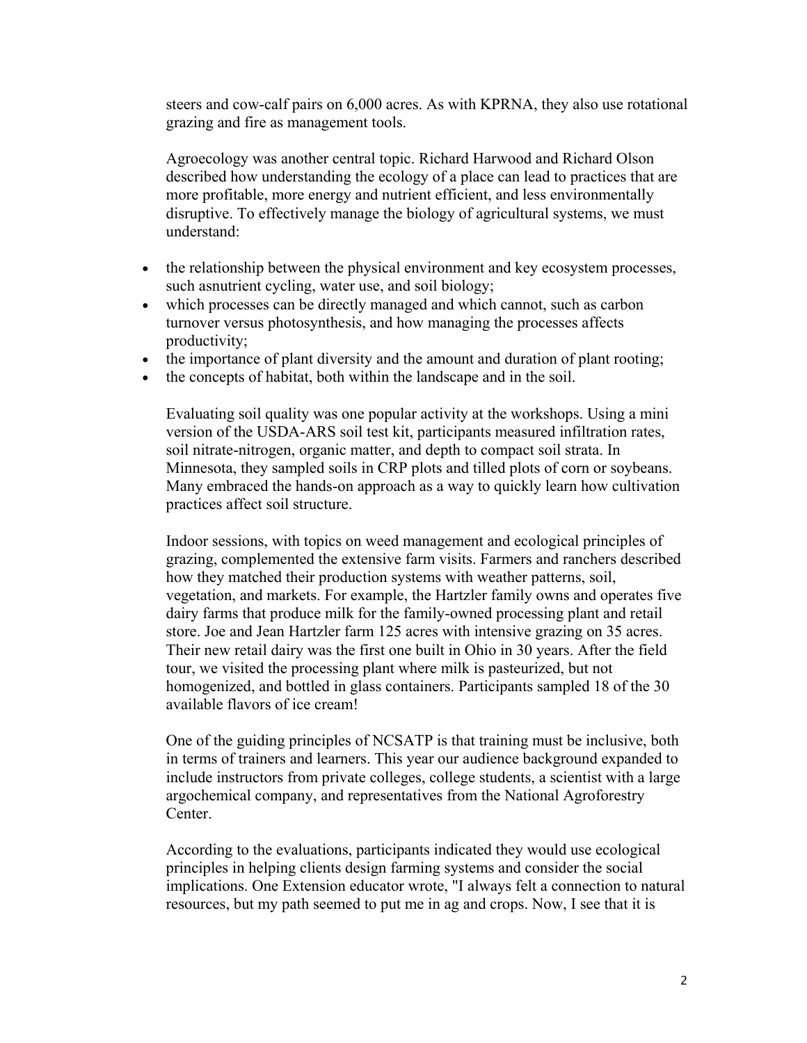steers and cow-calf pairs on 6,000 acres. As with KPRNA, they also use rotational grazing and fire as management tools.

Agroecology was another central topic. Richard Harwood and Richard Olson described how understanding the ecology of a place can lead to practices that are more profitable, more energy and nutrient efficient, and less environmentally disruptive. To effectively manage the biology of agricultural systems, we must understand:

- the relationship between the physical environment and key ecosystem processes, such asnutrient cycling, water use, and soil biology;
- which processes can be directly managed and which cannot, such as carbon turnover versus photosynthesis, and how managing the processes affects productivity;
- the importance of plant diversity and the amount and duration of plant rooting;
- the concepts of habitat, both within the landscape and in the soil.

Evaluating soil quality was one popular activity at the workshops. Using a mini version of the USDA-ARS soil test kit, participants measured infiltration rates, soil nitrate-nitrogen, organic matter, and depth to compact soil strata. In Minnesota, they sampled soils in CRP plots and tilled plots of corn or soybeans. Many embraced the hands-on approach as a way to quickly learn how cultivation practices affect soil structure.

Indoor sessions, with topics on weed management and ecological principles of grazing, complemented the extensive farm visits. Farmers and ranchers described how they matched their production systems with weather patterns, soil, vegetation, and markets. For example, the Hartzler family owns and operates five dairy farms that produce milk for the family-owned processing plant and retail store. Joe and Jean Hartzler farm 125 acres with intensive grazing on 35 acres. Their new retail dairy was the first one built in Ohio in 30 years. After the field tour, we visited the processing plant where milk is pasteurized, but not homogenized, and bottled in glass containers. Participants sampled 18 of the 30 available flavors of ice cream!

One of the guiding principles of NCSATP is that training must be inclusive, both in terms of trainers and learners. This year our audience background expanded to include instructors from private colleges, college students, a scientist with a large argochemical company, and representatives from the National Agroforestry Center.

According to the evaluations, participants indicated they would use ecological principles in helping clients design farming systems and consider the social implications. One Extension educator wrote, "I always felt a connection to natural resources, but my path seemed to put me in ag and crops. Now, I see that it is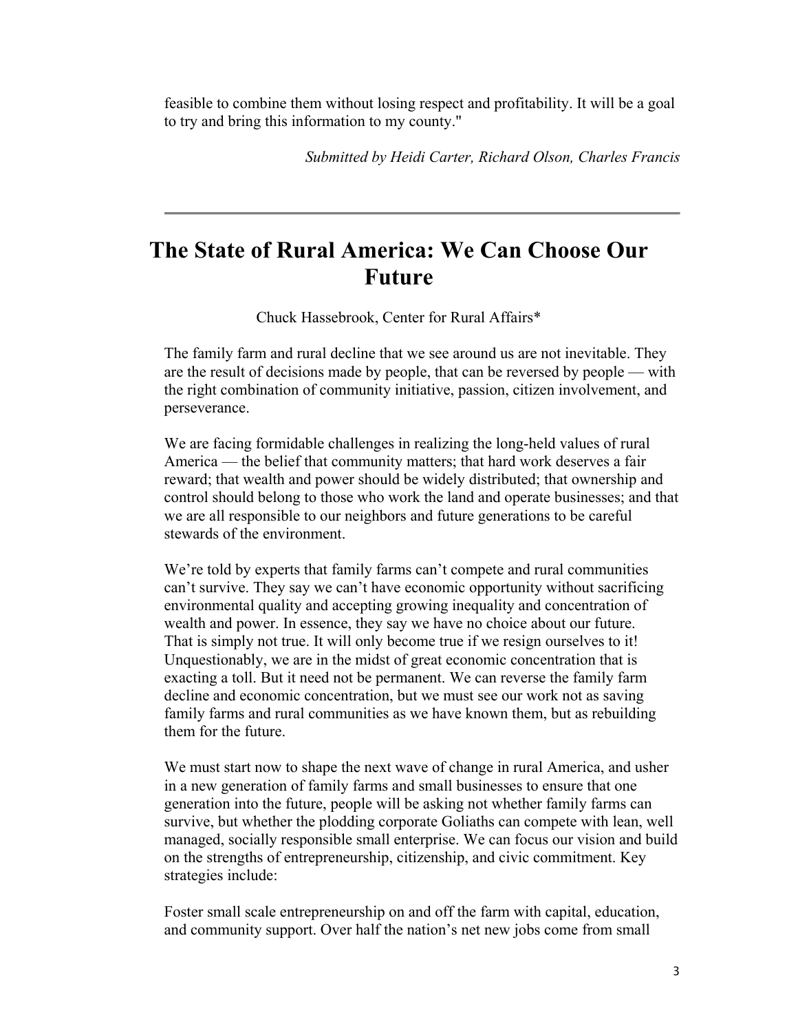feasible to combine them without losing respect and profitability. It will be a goal to try and bring this information to my county."

*Submitted by Heidi Carter, Richard Olson, Charles Francis*

---

# The State of Rural America: We Can Choose Our Future

Chuck Hassebrook, Center for Rural Affairs*

The family farm and rural decline that we see around us are not inevitable. They are the result of decisions made by people, that can be reversed by people — with the right combination of community initiative, passion, citizen involvement, and perseverance.

We are facing formidable challenges in realizing the long-held values of rural America — the belief that community matters; that hard work deserves a fair reward; that wealth and power should be widely distributed; that ownership and control should belong to those who work the land and operate businesses; and that we are all responsible to our neighbors and future generations to be careful stewards of the environment.

We're told by experts that family farms can't compete and rural communities can't survive. They say we can't have economic opportunity without sacrificing environmental quality and accepting growing inequality and concentration of wealth and power. In essence, they say we have no choice about our future. That is simply not true. It will only become true if we resign ourselves to it! Unquestionably, we are in the midst of great economic concentration that is exacting a toll. But it need not be permanent. We can reverse the family farm decline and economic concentration, but we must see our work not as saving family farms and rural communities as we have known them, but as rebuilding them for the future.

We must start now to shape the next wave of change in rural America, and usher in a new generation of family farms and small businesses to ensure that one generation into the future, people will be asking not whether family farms can survive, but whether the plodding corporate Goliaths can compete with lean, well managed, socially responsible small enterprise. We can focus our vision and build on the strengths of entrepreneurship, citizenship, and civic commitment. Key strategies include:

Foster small scale entrepreneurship on and off the farm with capital, education, and community support. Over half the nation's net new jobs come from small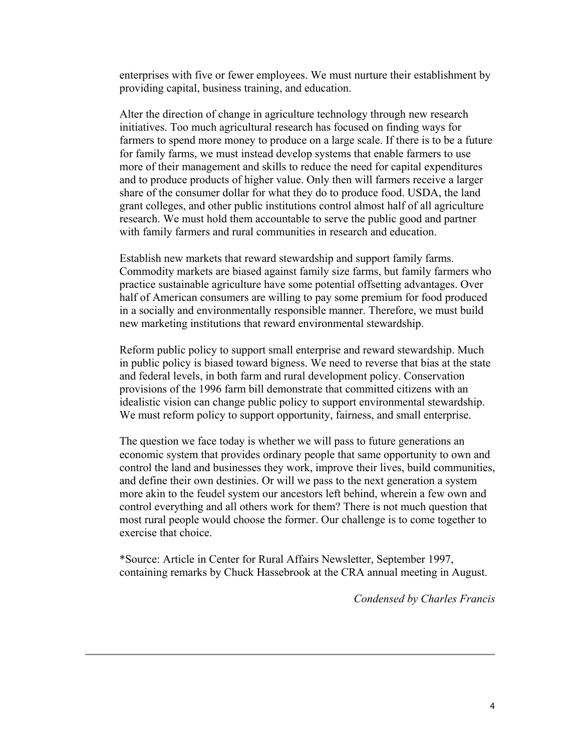enterprises with five or fewer employees. We must nurture their establishment by providing capital, business training, and education.

Alter the direction of change in agriculture technology through new research initiatives. Too much agricultural research has focused on finding ways for farmers to spend more money to produce on a large scale. If there is to be a future for family farms, we must instead develop systems that enable farmers to use more of their management and skills to reduce the need for capital expenditures and to produce products of higher value. Only then will farmers receive a larger share of the consumer dollar for what they do to produce food. USDA, the land grant colleges, and other public institutions control almost half of all agriculture research. We must hold them accountable to serve the public good and partner with family farmers and rural communities in research and education.

Establish new markets that reward stewardship and support family farms. Commodity markets are biased against family size farms, but family farmers who practice sustainable agriculture have some potential offsetting advantages. Over half of American consumers are willing to pay some premium for food produced in a socially and environmentally responsible manner. Therefore, we must build new marketing institutions that reward environmental stewardship.

Reform public policy to support small enterprise and reward stewardship. Much in public policy is biased toward bigness. We need to reverse that bias at the state and federal levels, in both farm and rural development policy. Conservation provisions of the 1996 farm bill demonstrate that committed citizens with an idealistic vision can change public policy to support environmental stewardship. We must reform policy to support opportunity, fairness, and small enterprise.

The question we face today is whether we will pass to future generations an economic system that provides ordinary people that same opportunity to own and control the land and businesses they work, improve their lives, build communities, and define their own destinies. Or will we pass to the next generation a system more akin to the feudel system our ancestors left behind, wherein a few own and control everything and all others work for them? There is not much question that most rural people would choose the former. Our challenge is to come together to exercise that choice.

*Source: Article in Center for Rural Affairs Newsletter, September 1997, containing remarks by Chuck Hassebrook at the CRA annual meeting in August.

*Condensed by Charles Francis*

---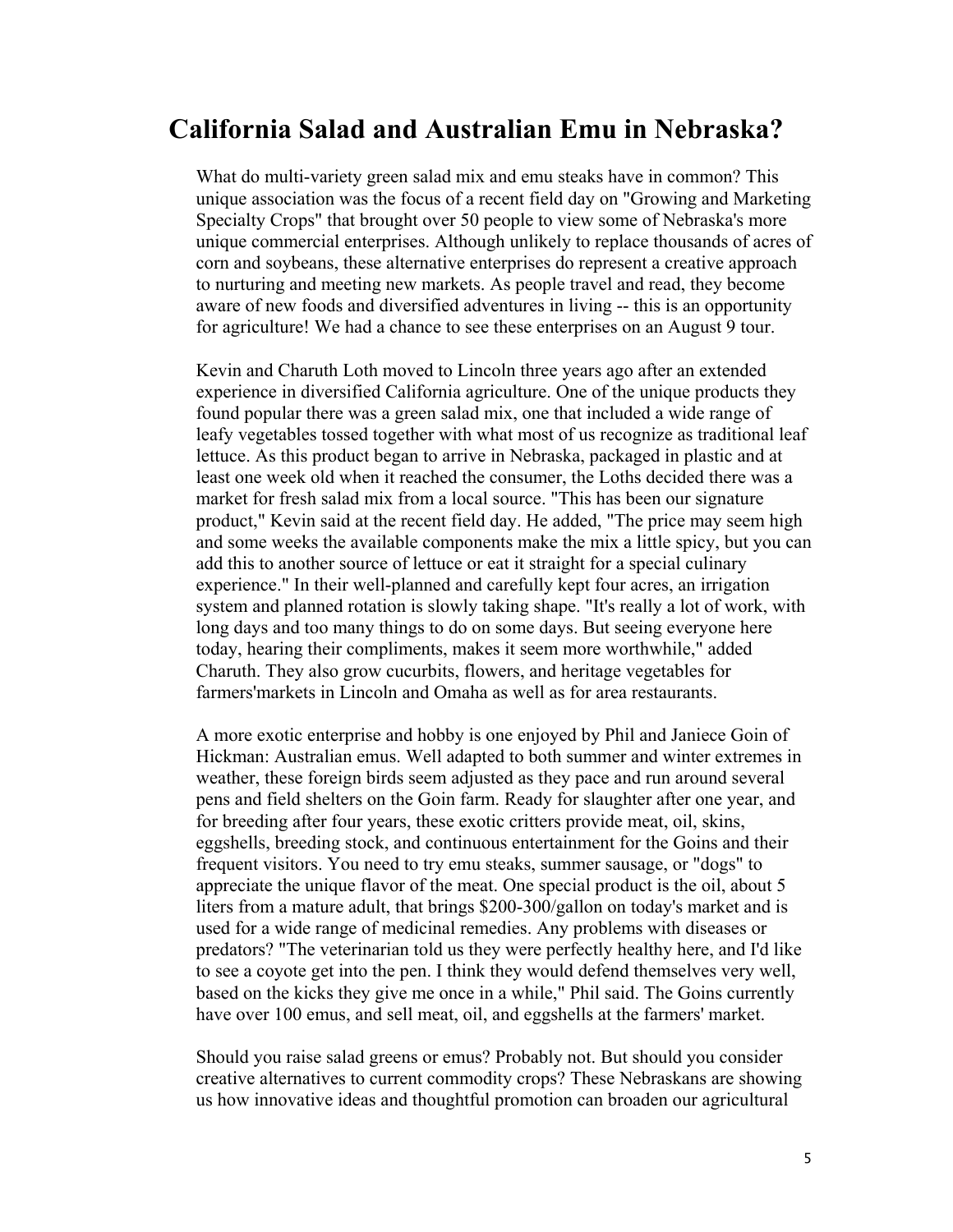## California Salad and Australian Emu in Nebraska?

What do multi-variety green salad mix and emu steaks have in common? This unique association was the focus of a recent field day on "Growing and Marketing Specialty Crops" that brought over 50 people to view some of Nebraska's more unique commercial enterprises. Although unlikely to replace thousands of acres of corn and soybeans, these alternative enterprises do represent a creative approach to nurturing and meeting new markets. As people travel and read, they become aware of new foods and diversified adventures in living -- this is an opportunity for agriculture! We had a chance to see these enterprises on an August 9 tour.

Kevin and Charuth Loth moved to Lincoln three years ago after an extended experience in diversified California agriculture. One of the unique products they found popular there was a green salad mix, one that included a wide range of leafy vegetables tossed together with what most of us recognize as traditional leaf lettuce. As this product began to arrive in Nebraska, packaged in plastic and at least one week old when it reached the consumer, the Loths decided there was a market for fresh salad mix from a local source. "This has been our signature product," Kevin said at the recent field day. He added, "The price may seem high and some weeks the available components make the mix a little spicy, but you can add this to another source of lettuce or eat it straight for a special culinary experience." In their well-planned and carefully kept four acres, an irrigation system and planned rotation is slowly taking shape. "It's really a lot of work, with long days and too many things to do on some days. But seeing everyone here today, hearing their compliments, makes it seem more worthwhile," added Charuth. They also grow cucurbits, flowers, and heritage vegetables for farmers'markets in Lincoln and Omaha as well as for area restaurants.

A more exotic enterprise and hobby is one enjoyed by Phil and Janiece Goin of Hickman: Australian emus. Well adapted to both summer and winter extremes in weather, these foreign birds seem adjusted as they pace and run around several pens and field shelters on the Goin farm. Ready for slaughter after one year, and for breeding after four years, these exotic critters provide meat, oil, skins, eggshells, breeding stock, and continuous entertainment for the Goins and their frequent visitors. You need to try emu steaks, summer sausage, or "dogs" to appreciate the unique flavor of the meat. One special product is the oil, about 5 liters from a mature adult, that brings $200-300/gallon on today's market and is used for a wide range of medicinal remedies. Any problems with diseases or predators? "The veterinarian told us they were perfectly healthy here, and I'd like to see a coyote get into the pen. I think they would defend themselves very well, based on the kicks they give me once in a while," Phil said. The Goins currently have over 100 emus, and sell meat, oil, and eggshells at the farmers' market.

Should you raise salad greens or emus? Probably not. But should you consider creative alternatives to current commodity crops? These Nebraskans are showing us how innovative ideas and thoughtful promotion can broaden our agricultural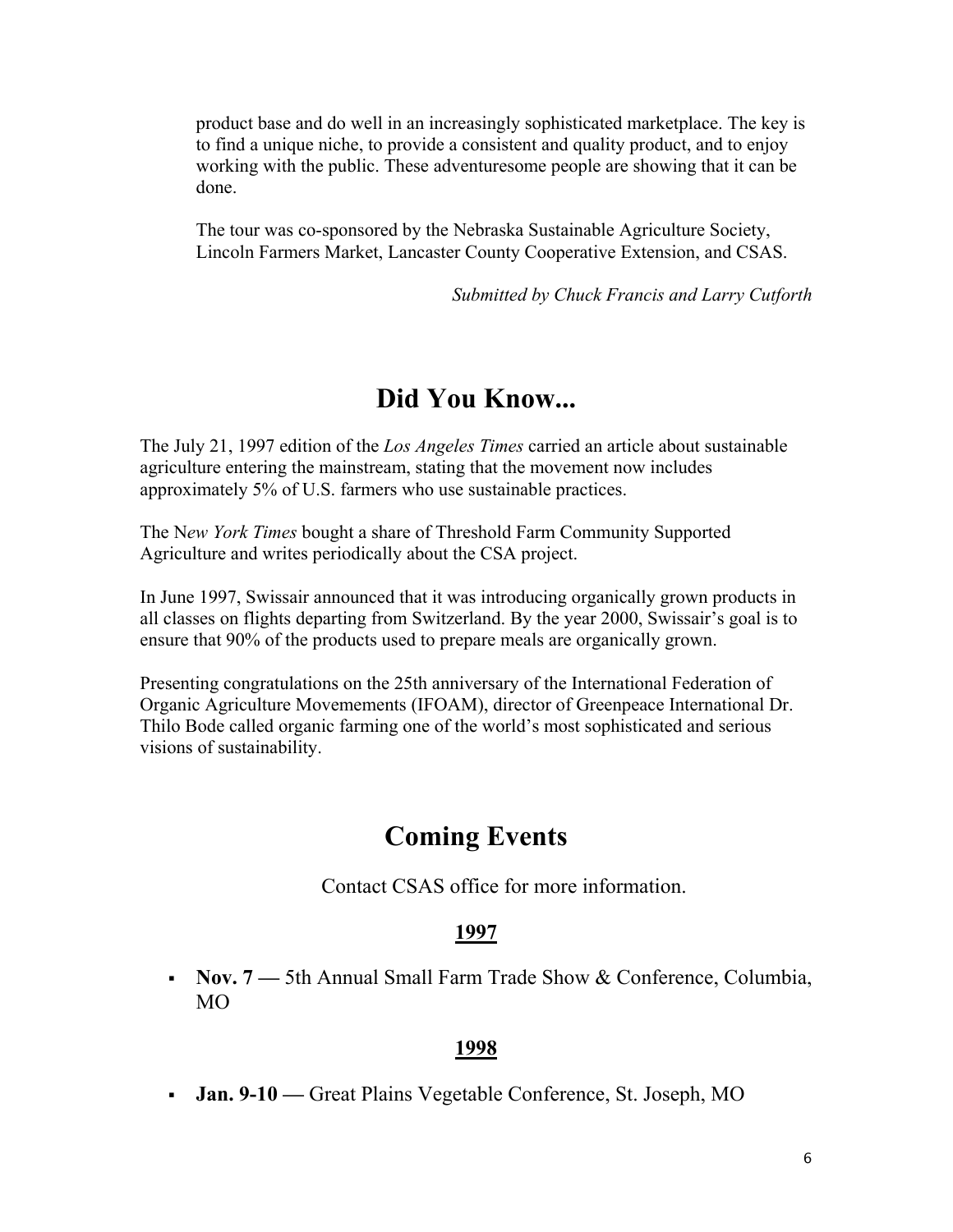product base and do well in an increasingly sophisticated marketplace. The key is to find a unique niche, to provide a consistent and quality product, and to enjoy working with the public. These adventuresome people are showing that it can be done.

The tour was co-sponsored by the Nebraska Sustainable Agriculture Society, Lincoln Farmers Market, Lancaster County Cooperative Extension, and CSAS.

*Submitted by Chuck Francis and Larry Cutforth*

# Did You Know...

The July 21, 1997 edition of the *Los Angeles Times* carried an article about sustainable agriculture entering the mainstream, stating that the movement now includes approximately 5% of U.S. farmers who use sustainable practices.

The N*ew York Times* bought a share of Threshold Farm Community Supported Agriculture and writes periodically about the CSA project.

In June 1997, Swissair announced that it was introducing organically grown products in all classes on flights departing from Switzerland. By the year 2000, Swissair's goal is to ensure that 90% of the products used to prepare meals are organically grown.

Presenting congratulations on the 25th anniversary of the International Federation of Organic Agriculture Movemements (IFOAM), director of Greenpeace International Dr. Thilo Bode called organic farming one of the world's most sophisticated and serious visions of sustainability.

# Coming Events

Contact CSAS office for more information.

## 1997

- **Nov. 7 —** 5th Annual Small Farm Trade Show & Conference, Columbia, MO

## 1998

- **Jan. 9-10 —** Great Plains Vegetable Conference, St. Joseph, MO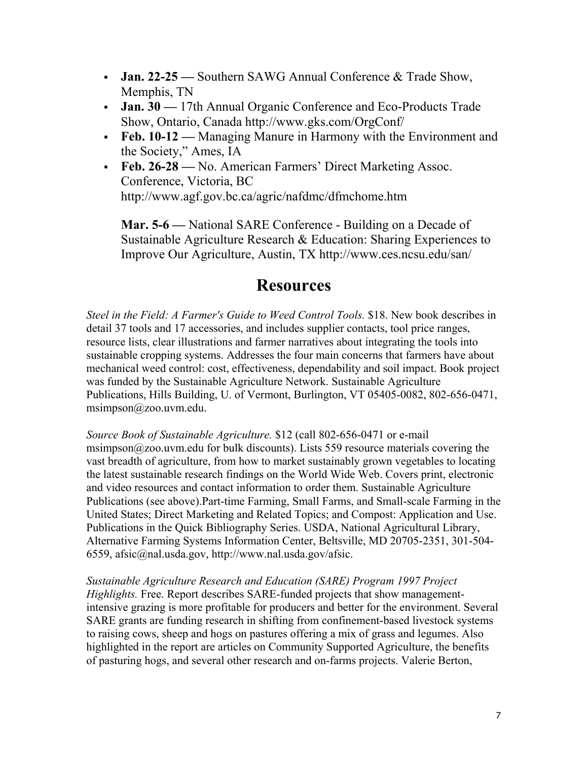- **Jan. 22-25 —** Southern SAWG Annual Conference & Trade Show, Memphis, TN
- **Jan. 30 —** 17th Annual Organic Conference and Eco-Products Trade Show, Ontario, Canada http://www.gks.com/OrgConf/
- **Feb. 10-12 —** Managing Manure in Harmony with the Environment and the Society," Ames, IA
- **Feb. 26-28 —** No. American Farmers' Direct Marketing Assoc. Conference, Victoria, BC http://www.agf.gov.bc.ca/agric/nafdmc/dfmchome.htm

  **Mar. 5-6 —** National SARE Conference - Building on a Decade of Sustainable Agriculture Research & Education: Sharing Experiences to Improve Our Agriculture, Austin, TX http://www.ces.ncsu.edu/san/

# Resources

*Steel in the Field: A Farmer's Guide to Weed Control Tools.* $18. New book describes in detail 37 tools and 17 accessories, and includes supplier contacts, tool price ranges, resource lists, clear illustrations and farmer narratives about integrating the tools into sustainable cropping systems. Addresses the four main concerns that farmers have about mechanical weed control: cost, effectiveness, dependability and soil impact. Book project was funded by the Sustainable Agriculture Network. Sustainable Agriculture Publications, Hills Building, U. of Vermont, Burlington, VT 05405-0082, 802-656-0471, msimpson@zoo.uvm.edu.

*Source Book of Sustainable Agriculture.* $12 (call 802-656-0471 or e-mail msimpson@zoo.uvm.edu for bulk discounts). Lists 559 resource materials covering the vast breadth of agriculture, from how to market sustainably grown vegetables to locating the latest sustainable research findings on the World Wide Web. Covers print, electronic and video resources and contact information to order them. Sustainable Agriculture Publications (see above).Part-time Farming, Small Farms, and Small-scale Farming in the United States; Direct Marketing and Related Topics; and Compost: Application and Use. Publications in the Quick Bibliography Series. USDA, National Agricultural Library, Alternative Farming Systems Information Center, Beltsville, MD 20705-2351, 301-504-6559, afsic@nal.usda.gov, http://www.nal.usda.gov/afsic.

*Sustainable Agriculture Research and Education (SARE) Program 1997 Project Highlights.* Free. Report describes SARE-funded projects that show management-intensive grazing is more profitable for producers and better for the environment. Several SARE grants are funding research in shifting from confinement-based livestock systems to raising cows, sheep and hogs on pastures offering a mix of grass and legumes. Also highlighted in the report are articles on Community Supported Agriculture, the benefits of pasturing hogs, and several other research and on-farms projects. Valerie Berton,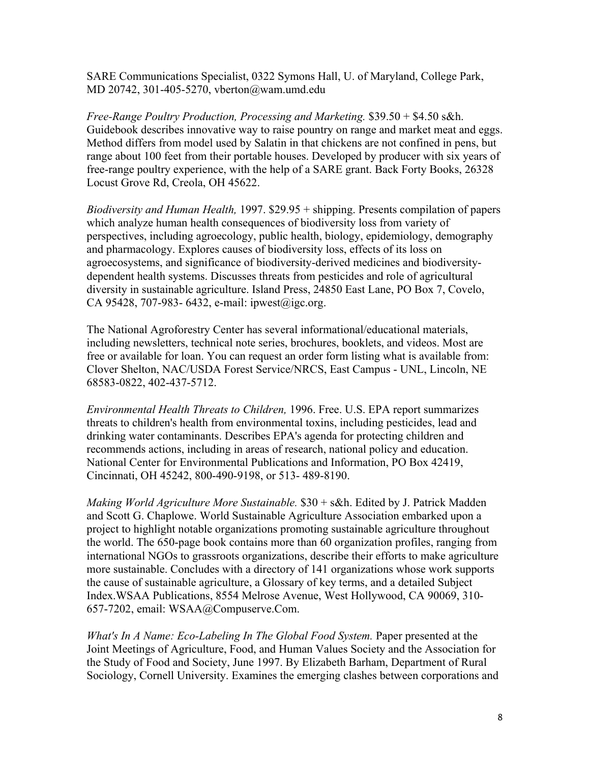SARE Communications Specialist, 0322 Symons Hall, U. of Maryland, College Park, MD 20742, 301-405-5270, vberton@wam.umd.edu

*Free-Range Poultry Production, Processing and Marketing.* $39.50 + $4.50 s&h. Guidebook describes innovative way to raise pountry on range and market meat and eggs. Method differs from model used by Salatin in that chickens are not confined in pens, but range about 100 feet from their portable houses. Developed by producer with six years of free-range poultry experience, with the help of a SARE grant. Back Forty Books, 26328 Locust Grove Rd, Creola, OH 45622.

*Biodiversity and Human Health,* 1997. $29.95 + shipping. Presents compilation of papers which analyze human health consequences of biodiversity loss from variety of perspectives, including agroecology, public health, biology, epidemiology, demography and pharmacology. Explores causes of biodiversity loss, effects of its loss on agroecosystems, and significance of biodiversity-derived medicines and biodiversity-dependent health systems. Discusses threats from pesticides and role of agricultural diversity in sustainable agriculture. Island Press, 24850 East Lane, PO Box 7, Covelo, CA 95428, 707-983- 6432, e-mail: ipwest@igc.org.

The National Agroforestry Center has several informational/educational materials, including newsletters, technical note series, brochures, booklets, and videos. Most are free or available for loan. You can request an order form listing what is available from: Clover Shelton, NAC/USDA Forest Service/NRCS, East Campus - UNL, Lincoln, NE 68583-0822, 402-437-5712.

*Environmental Health Threats to Children,* 1996. Free. U.S. EPA report summarizes threats to children's health from environmental toxins, including pesticides, lead and drinking water contaminants. Describes EPA's agenda for protecting children and recommends actions, including in areas of research, national policy and education. National Center for Environmental Publications and Information, PO Box 42419, Cincinnati, OH 45242, 800-490-9198, or 513- 489-8190.

*Making World Agriculture More Sustainable.* $30 + s&h. Edited by J. Patrick Madden and Scott G. Chaplowe. World Sustainable Agriculture Association embarked upon a project to highlight notable organizations promoting sustainable agriculture throughout the world. The 650-page book contains more than 60 organization profiles, ranging from international NGOs to grassroots organizations, describe their efforts to make agriculture more sustainable. Concludes with a directory of 141 organizations whose work supports the cause of sustainable agriculture, a Glossary of key terms, and a detailed Subject Index.WSAA Publications, 8554 Melrose Avenue, West Hollywood, CA 90069, 310-657-7202, email: WSAA@Compuserve.Com.

*What's In A Name: Eco-Labeling In The Global Food System.* Paper presented at the Joint Meetings of Agriculture, Food, and Human Values Society and the Association for the Study of Food and Society, June 1997. By Elizabeth Barham, Department of Rural Sociology, Cornell University. Examines the emerging clashes between corporations and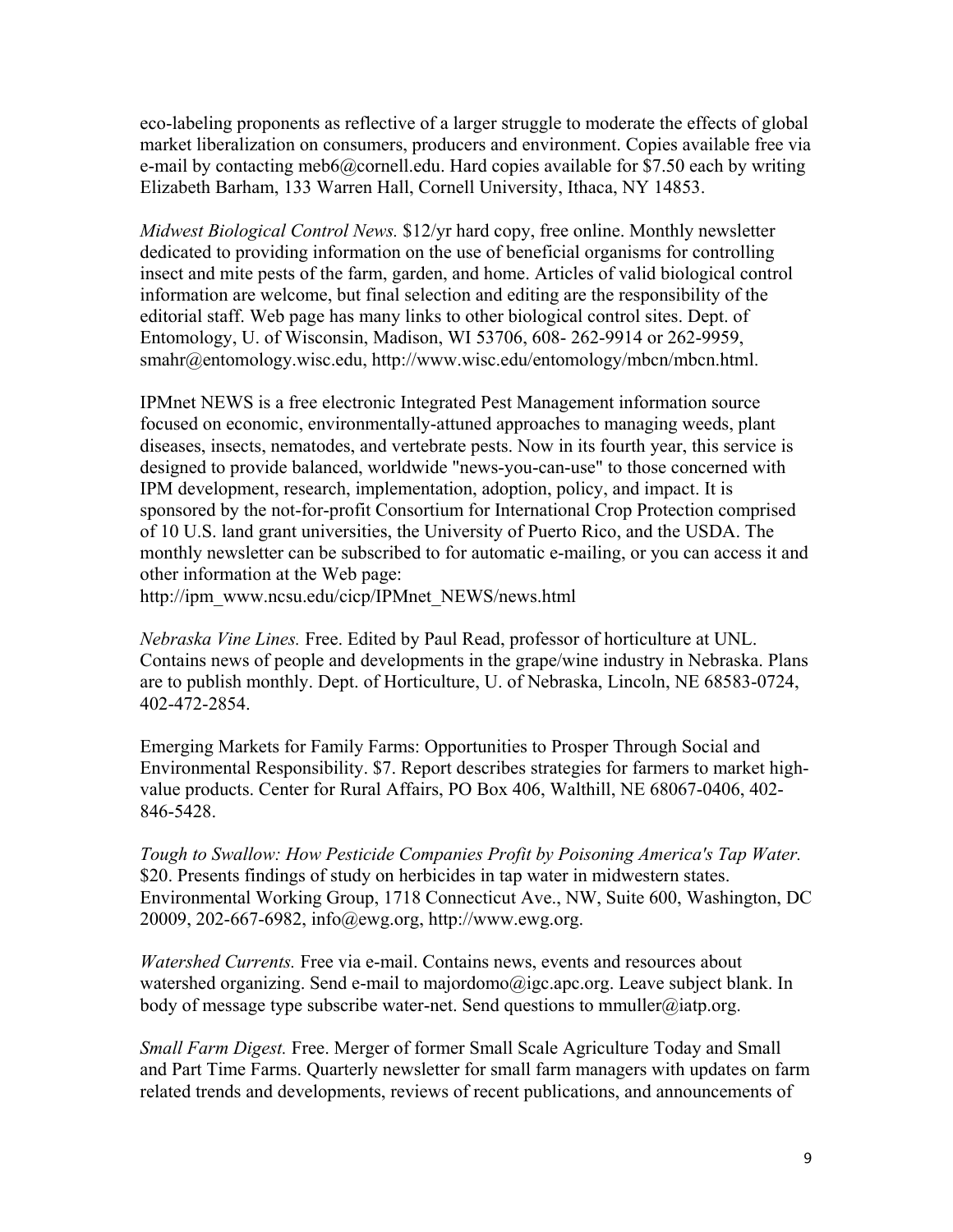eco-labeling proponents as reflective of a larger struggle to moderate the effects of global market liberalization on consumers, producers and environment. Copies available free via e-mail by contacting meb6@cornell.edu. Hard copies available for $7.50 each by writing Elizabeth Barham, 133 Warren Hall, Cornell University, Ithaca, NY 14853.

*Midwest Biological Control News.* $12/yr hard copy, free online. Monthly newsletter dedicated to providing information on the use of beneficial organisms for controlling insect and mite pests of the farm, garden, and home. Articles of valid biological control information are welcome, but final selection and editing are the responsibility of the editorial staff. Web page has many links to other biological control sites. Dept. of Entomology, U. of Wisconsin, Madison, WI 53706, 608- 262-9914 or 262-9959, smahr@entomology.wisc.edu, http://www.wisc.edu/entomology/mbcn/mbcn.html.

IPMnet NEWS is a free electronic Integrated Pest Management information source focused on economic, environmentally-attuned approaches to managing weeds, plant diseases, insects, nematodes, and vertebrate pests. Now in its fourth year, this service is designed to provide balanced, worldwide "news-you-can-use" to those concerned with IPM development, research, implementation, adoption, policy, and impact. It is sponsored by the not-for-profit Consortium for International Crop Protection comprised of 10 U.S. land grant universities, the University of Puerto Rico, and the USDA. The monthly newsletter can be subscribed to for automatic e-mailing, or you can access it and other information at the Web page:
http://ipm_www.ncsu.edu/cicp/IPMnet_NEWS/news.html

*Nebraska Vine Lines.* Free. Edited by Paul Read, professor of horticulture at UNL. Contains news of people and developments in the grape/wine industry in Nebraska. Plans are to publish monthly. Dept. of Horticulture, U. of Nebraska, Lincoln, NE 68583-0724, 402-472-2854.

Emerging Markets for Family Farms: Opportunities to Prosper Through Social and Environmental Responsibility. $7. Report describes strategies for farmers to market high-value products. Center for Rural Affairs, PO Box 406, Walthill, NE 68067-0406, 402-846-5428.

*Tough to Swallow: How Pesticide Companies Profit by Poisoning America's Tap Water.* $20. Presents findings of study on herbicides in tap water in midwestern states. Environmental Working Group, 1718 Connecticut Ave., NW, Suite 600, Washington, DC 20009, 202-667-6982, info@ewg.org, http://www.ewg.org.

*Watershed Currents.* Free via e-mail. Contains news, events and resources about watershed organizing. Send e-mail to majordomo@igc.apc.org. Leave subject blank. In body of message type subscribe water-net. Send questions to mmuller@iatp.org.

*Small Farm Digest.* Free. Merger of former Small Scale Agriculture Today and Small and Part Time Farms. Quarterly newsletter for small farm managers with updates on farm related trends and developments, reviews of recent publications, and announcements of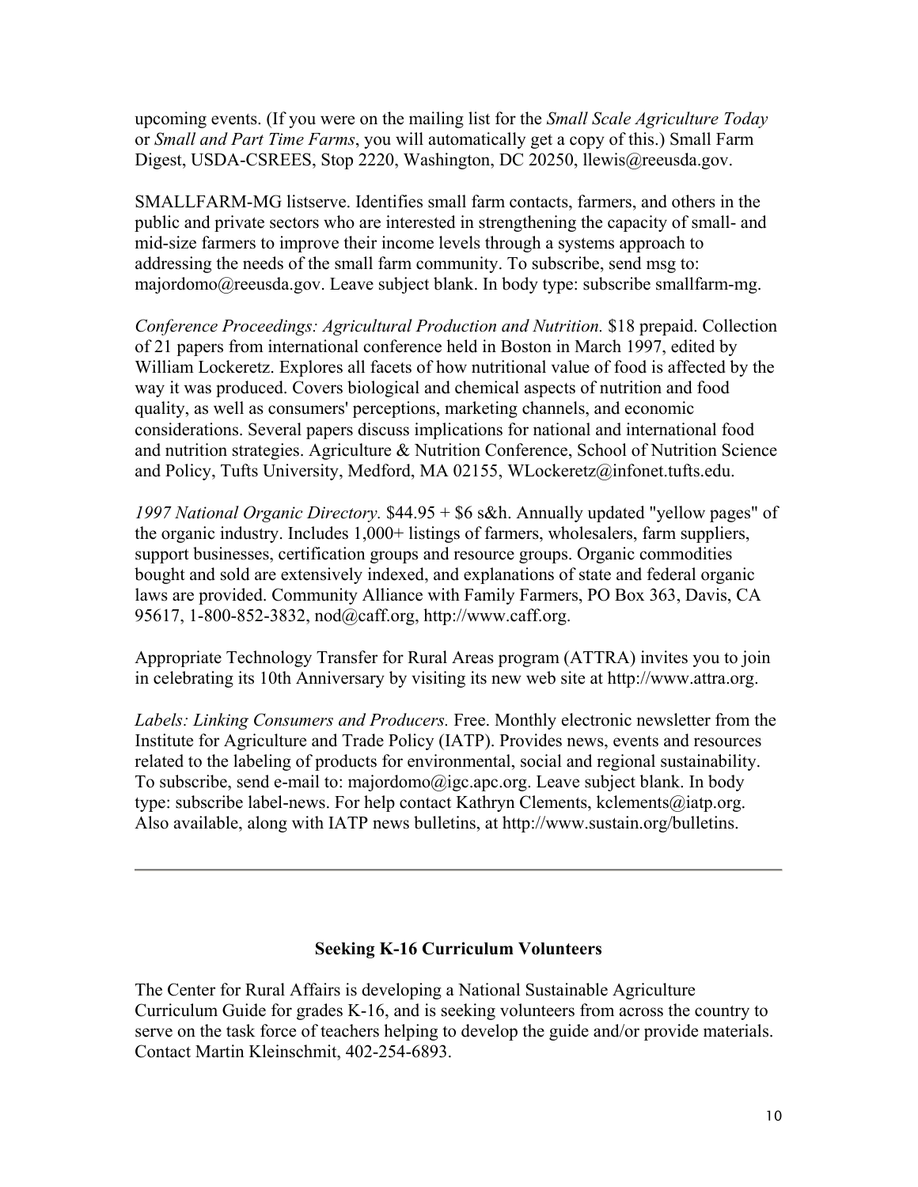upcoming events. (If you were on the mailing list for the *Small Scale Agriculture Today* or *Small and Part Time Farms*, you will automatically get a copy of this.) Small Farm Digest, USDA-CSREES, Stop 2220, Washington, DC 20250, llewis@reeusda.gov.

SMALLFARM-MG listserve. Identifies small farm contacts, farmers, and others in the public and private sectors who are interested in strengthening the capacity of small- and mid-size farmers to improve their income levels through a systems approach to addressing the needs of the small farm community. To subscribe, send msg to: majordomo@reeusda.gov. Leave subject blank. In body type: subscribe smallfarm-mg.

*Conference Proceedings: Agricultural Production and Nutrition.* $18 prepaid. Collection of 21 papers from international conference held in Boston in March 1997, edited by William Lockeretz. Explores all facets of how nutritional value of food is affected by the way it was produced. Covers biological and chemical aspects of nutrition and food quality, as well as consumers' perceptions, marketing channels, and economic considerations. Several papers discuss implications for national and international food and nutrition strategies. Agriculture & Nutrition Conference, School of Nutrition Science and Policy, Tufts University, Medford, MA 02155, WLockeretz@infonet.tufts.edu.

*1997 National Organic Directory.* $44.95 + $6 s&h. Annually updated "yellow pages" of the organic industry. Includes 1,000+ listings of farmers, wholesalers, farm suppliers, support businesses, certification groups and resource groups. Organic commodities bought and sold are extensively indexed, and explanations of state and federal organic laws are provided. Community Alliance with Family Farmers, PO Box 363, Davis, CA 95617, 1-800-852-3832, nod@caff.org, http://www.caff.org.

Appropriate Technology Transfer for Rural Areas program (ATTRA) invites you to join in celebrating its 10th Anniversary by visiting its new web site at http://www.attra.org.

*Labels: Linking Consumers and Producers.* Free. Monthly electronic newsletter from the Institute for Agriculture and Trade Policy (IATP). Provides news, events and resources related to the labeling of products for environmental, social and regional sustainability. To subscribe, send e-mail to: majordomo@igc.apc.org. Leave subject blank. In body type: subscribe label-news. For help contact Kathryn Clements, kclements@iatp.org. Also available, along with IATP news bulletins, at http://www.sustain.org/bulletins.

---

**Seeking K-16 Curriculum Volunteers**

The Center for Rural Affairs is developing a National Sustainable Agriculture Curriculum Guide for grades K-16, and is seeking volunteers from across the country to serve on the task force of teachers helping to develop the guide and/or provide materials. Contact Martin Kleinschmit, 402-254-6893.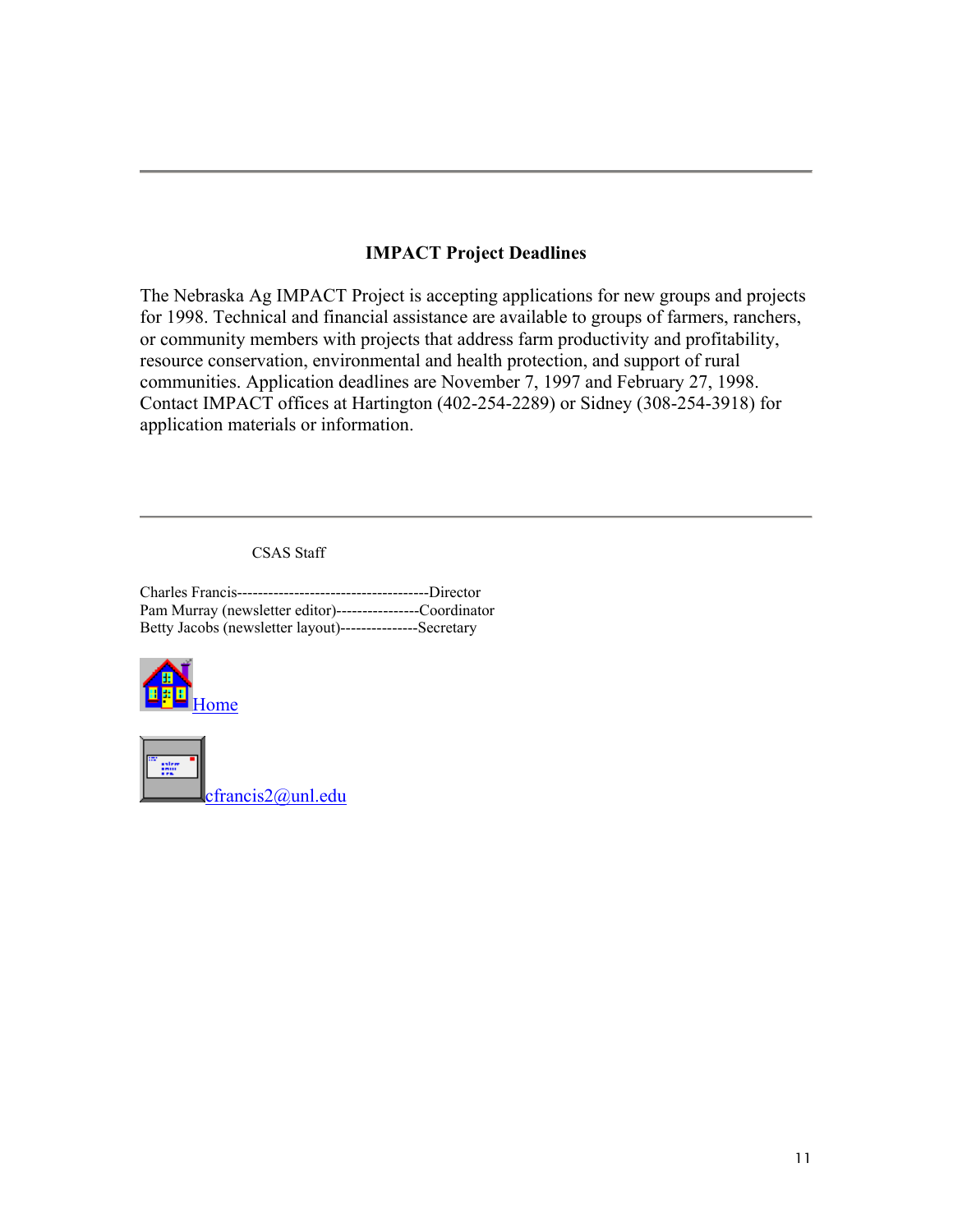---

### IMPACT Project Deadlines

The Nebraska Ag IMPACT Project is accepting applications for new groups and projects for 1998. Technical and financial assistance are available to groups of farmers, ranchers, or community members with projects that address farm productivity and profitability, resource conservation, environmental and health protection, and support of rural communities. Application deadlines are November 7, 1997 and February 27, 1998. Contact IMPACT offices at Hartington (402-254-2289) or Sidney (308-254-3918) for application materials or information.

---

CSAS Staff

Charles Francis------------------------------------Director
Pam Murray (newsletter editor)----------------Coordinator
Betty Jacobs (newsletter layout)---------------Secretary

Home

cfrancis2@unl.edu